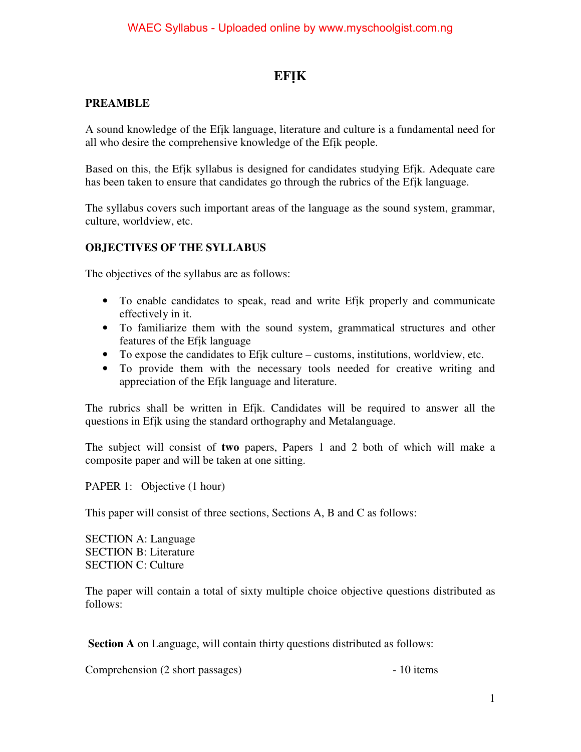# EFỊK

## PREAMBLE

A sound knowledge of the Efịk language, literature and culture is a fundamental need for all who desire the comprehensive knowledge of the Efịk people.

Based on this, the Efịk syllabus is designed for candidates studying Efịk. Adequate care has been taken to ensure that candidates go through the rubrics of the Efịk language.

The syllabus covers such important areas of the language as the sound system, grammar, culture, worldview, etc.

## OBJECTIVES OF THE SYLLABUS

The objectives of the syllabus are as follows:

- To enable candidates to speak, read and write Efịk properly and communicate effectively in it.
- To familiarize them with the sound system, grammatical structures and other features of the Efịk language
- To expose the candidates to Efịk culture – customs, institutions, worldview, etc.
- To provide them with the necessary tools needed for creative writing and appreciation of the Efịk language and literature.

The rubrics shall be written in Efịk. Candidates will be required to answer all the questions in Efịk using the standard orthography and Metalanguage.

The subject will consist of **two** papers, Papers 1 and 2 both of which will make a composite paper and will be taken at one sitting.

PAPER 1: Objective (1 hour)

This paper will consist of three sections, Sections A, B and C as follows:

SECTION A: Language
SECTION B: Literature
SECTION C: Culture

The paper will contain a total of sixty multiple choice objective questions distributed as follows:

**Section A** on Language, will contain thirty questions distributed as follows:

Comprehension (2 short passages) - 10 items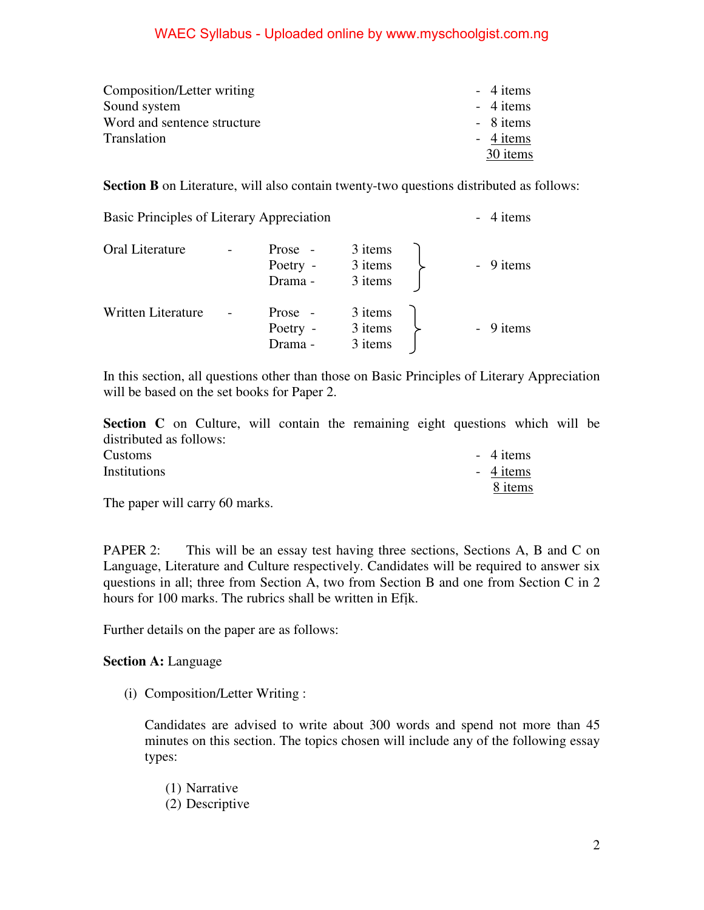| | |
|---|---|
| Composition/Letter writing | - 4 items |
| Sound system | - 4 items |
| Word and sentence structure | - 8 items |
| Translation | - 4 items |
| | 30 items |

**Section B** on Literature, will also contain twenty-two questions distributed as follows:

| | | | | |
|---|---|---|---|---|
| Basic Principles of Literary Appreciation | | | | - 4 items |
| Oral Literature | - | Prose - | 3 items | - 9 items |
| | | Poetry - | 3 items | |
| | | Drama - | 3 items | |
| Written Literature | - | Prose - | 3 items | - 9 items |
| | | Poetry - | 3 items | |
| | | Drama - | 3 items | |

In this section, all questions other than those on Basic Principles of Literary Appreciation will be based on the set books for Paper 2.

**Section C** on Culture, will contain the remaining eight questions which will be distributed as follows:

| | |
|---|---|
| Customs | - 4 items |
| Institutions | - 4 items |
| | 8 items |

The paper will carry 60 marks.

PAPER 2: This will be an essay test having three sections, Sections A, B and C on Language, Literature and Culture respectively. Candidates will be required to answer six questions in all; three from Section A, two from Section B and one from Section C in 2 hours for 100 marks. The rubrics shall be written in Efịk.

Further details on the paper are as follows:

**Section A:** Language

(i) Composition/Letter Writing :

Candidates are advised to write about 300 words and spend not more than 45 minutes on this section. The topics chosen will include any of the following essay types:

(1) Narrative
(2) Descriptive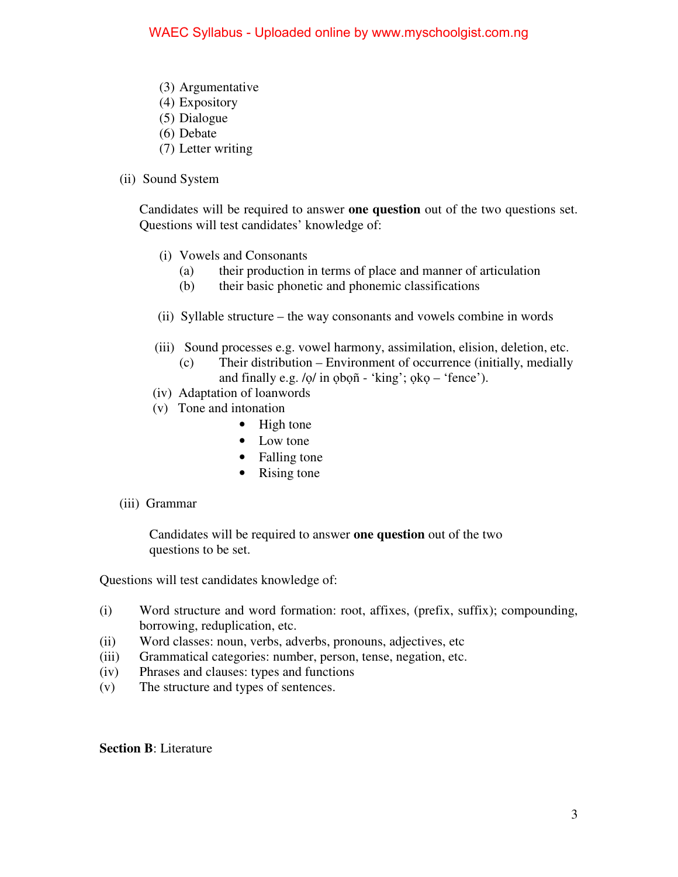(3) Argumentative
(4) Expository
(5) Dialogue
(6) Debate
(7) Letter writing

(ii) Sound System

Candidates will be required to answer **one question** out of the two questions set. Questions will test candidates' knowledge of:

(i) Vowels and Consonants
  (a) their production in terms of place and manner of articulation
  (b) their basic phonetic and phonemic classifications

(ii) Syllable structure – the way consonants and vowels combine in words

(iii) Sound processes e.g. vowel harmony, assimilation, elision, deletion, etc.
  (c) Their distribution – Environment of occurrence (initially, medially and finally e.g. /ọ/ in ọbọñ - 'king'; ọkọ – 'fence').

(iv) Adaptation of loanwords

(v) Tone and intonation
- High tone
- Low tone
- Falling tone
- Rising tone

(iii) Grammar

Candidates will be required to answer **one question** out of the two questions to be set.

Questions will test candidates knowledge of:

(i) Word structure and word formation: root, affixes, (prefix, suffix); compounding, borrowing, reduplication, etc.
(ii) Word classes: noun, verbs, adverbs, pronouns, adjectives, etc
(iii) Grammatical categories: number, person, tense, negation, etc.
(iv) Phrases and clauses: types and functions
(v) The structure and types of sentences.

**Section B**: Literature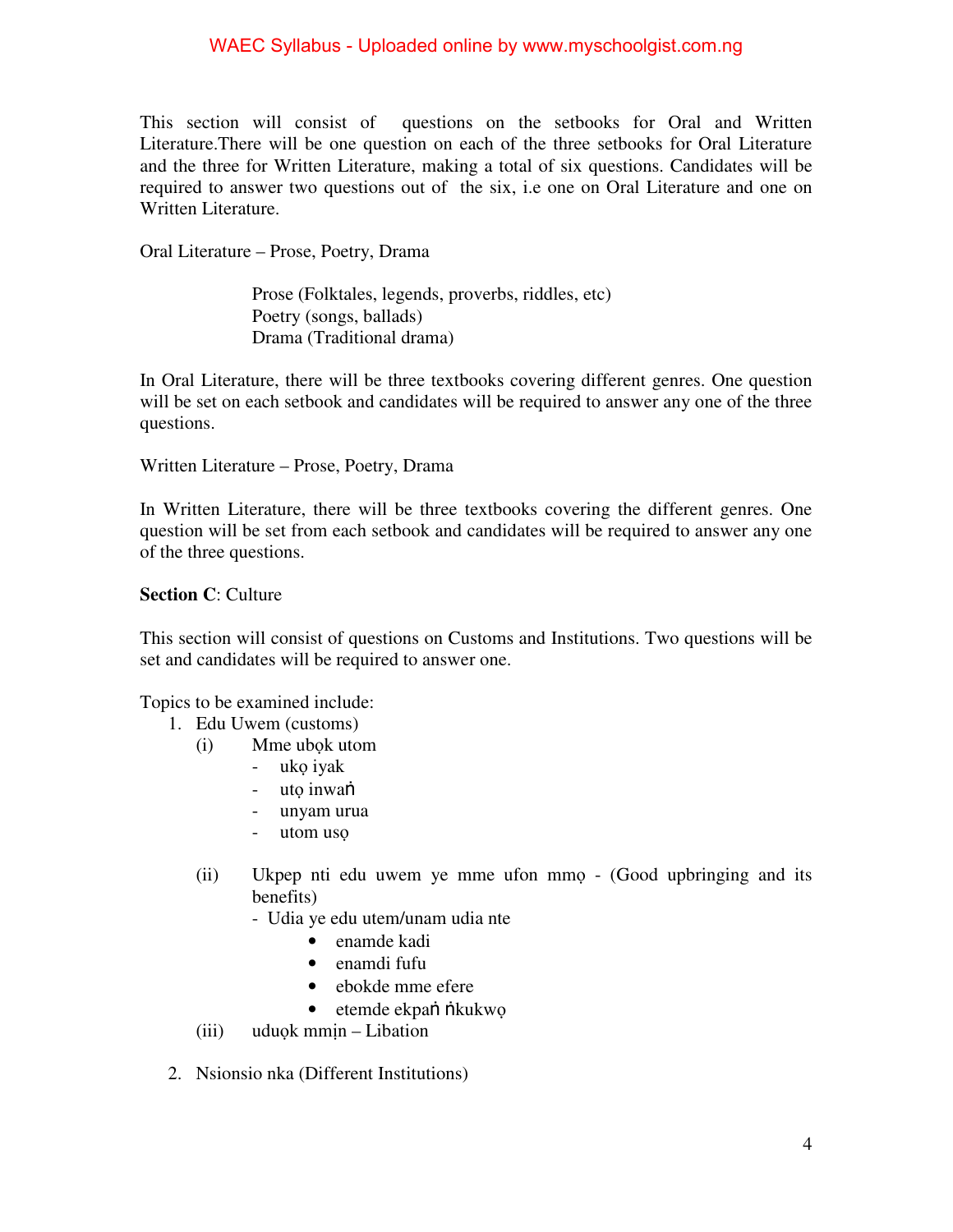This section will consist of questions on the setbooks for Oral and Written Literature.There will be one question on each of the three setbooks for Oral Literature and the three for Written Literature, making a total of six questions. Candidates will be required to answer two questions out of the six, i.e one on Oral Literature and one on Written Literature.

Oral Literature – Prose, Poetry, Drama

> Prose (Folktales, legends, proverbs, riddles, etc)
> Poetry (songs, ballads)
> Drama (Traditional drama)

In Oral Literature, there will be three textbooks covering different genres. One question will be set on each setbook and candidates will be required to answer any one of the three questions.

Written Literature – Prose, Poetry, Drama

In Written Literature, there will be three textbooks covering the different genres. One question will be set from each setbook and candidates will be required to answer any one of the three questions.

**Section C**: Culture

This section will consist of questions on Customs and Institutions. Two questions will be set and candidates will be required to answer one.

Topics to be examined include:

1. Edu Uwem (customs)
   (i) Mme ubọk utom
      - ukọ iyak
      - utọ inwaṅ
      - unyam urua
      - utom usọ

   (ii) Ukpep nti edu uwem ye mme ufon mmọ - (Good upbringing and its benefits)
      - Udia ye edu utem/unam udia nte
         - enamde kadi
         - enamdi fufu
         - ebokde mme efere
         - etemde ekpaṅ ṅkukwọ

   (iii) uduọk mmịn – Libation

2. Nsionsio nka (Different Institutions)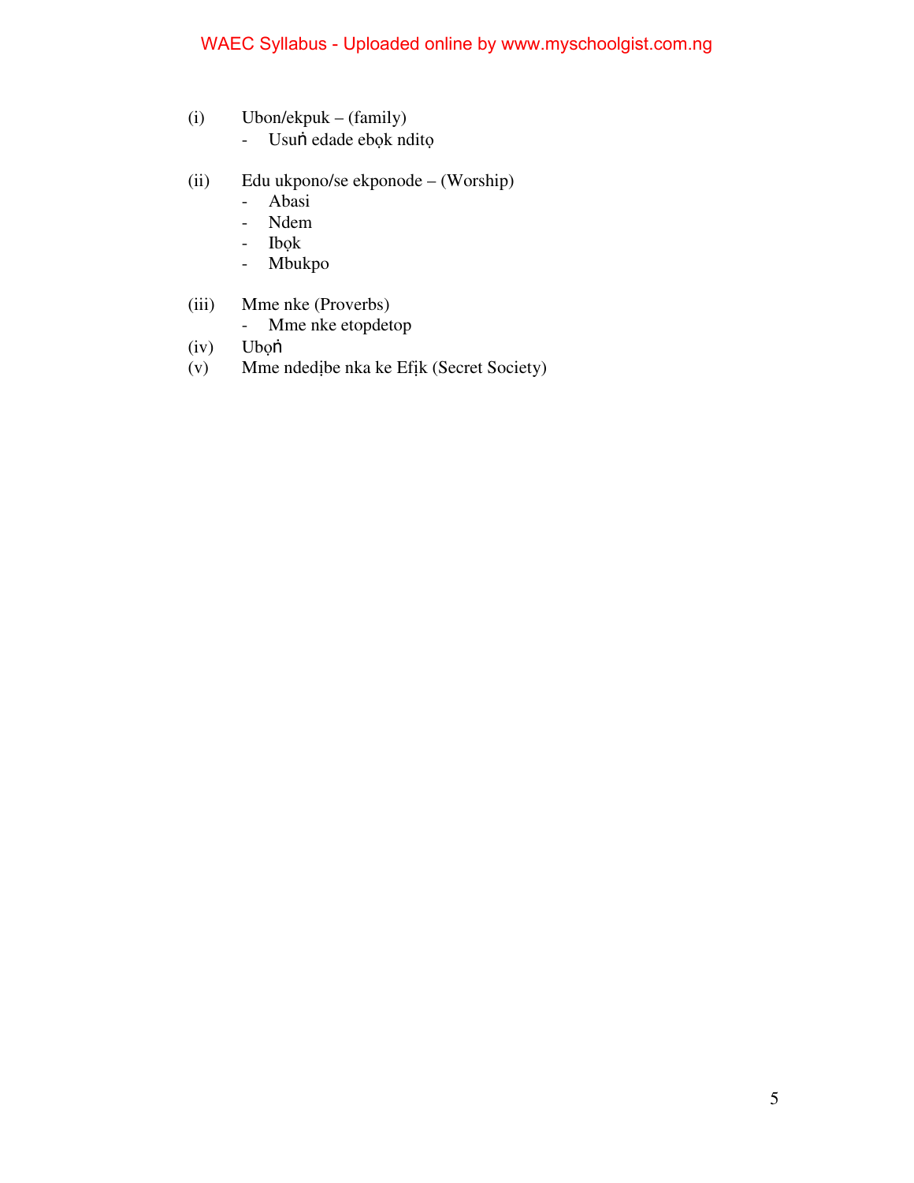(i) Ubon/ekpuk – (family)
   - Usuṅ edade ebọk nditọ

(ii) Edu ukpono/se ekponode – (Worship)
   - Abasi
   - Ndem
   - Ibọk
   - Mbukpo

(iii) Mme nke (Proverbs)
   - Mme nke etopdetop

(iv) Ubọṅ

(v) Mme ndedịbe nka ke Efịk (Secret Society)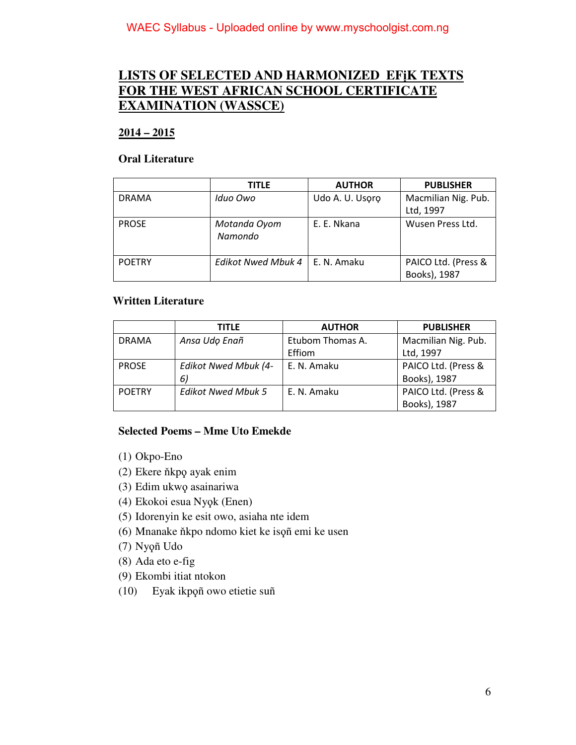## LISTS OF SELECTED AND HARMONIZED EFịK TEXTS FOR THE WEST AFRICAN SCHOOL CERTIFICATE EXAMINATION (WASSCE)

### 2014 – 2015

**Oral Literature**

| | TITLE | AUTHOR | PUBLISHER |
|---|---|---|---|
| DRAMA | *Iduo Owo* | Udo A. U. Usọrọ | Macmilian Nig. Pub. Ltd, 1997 |
| PROSE | *Motanda Oyom Namondo* | E. E. Nkana | Wusen Press Ltd. |
| POETRY | *Edikot Nwed Mbuk 4* | E. N. Amaku | PAICO Ltd. (Press & Books), 1987 |

**Written Literature**

| | TITLE | AUTHOR | PUBLISHER |
|---|---|---|---|
| DRAMA | *Ansa Udọ Enañ* | Etubom Thomas A. Effiom | Macmilian Nig. Pub. Ltd, 1997 |
| PROSE | *Edikot Nwed Mbuk (4-6)* | E. N. Amaku | PAICO Ltd. (Press & Books), 1987 |
| POETRY | *Edikot Nwed Mbuk 5* | E. N. Amaku | PAICO Ltd. (Press & Books), 1987 |

**Selected Poems – Mme Uto Emekde**

(1) Okpo-Eno
(2) Ekere ňkpọ ayak enim
(3) Edim ukwọ asainariwa
(4) Ekokoi esua Nyọk (Enen)
(5) Idorenyin ke esit owo, asiaha nte idem
(6) Mnanake ňkpo ndomo kiet ke isọñ emi ke usen
(7) Nyọñ Udo
(8) Ada eto e-fig
(9) Ekombi itiat ntokon
(10) Eyak ikpọñ owo etietie suñ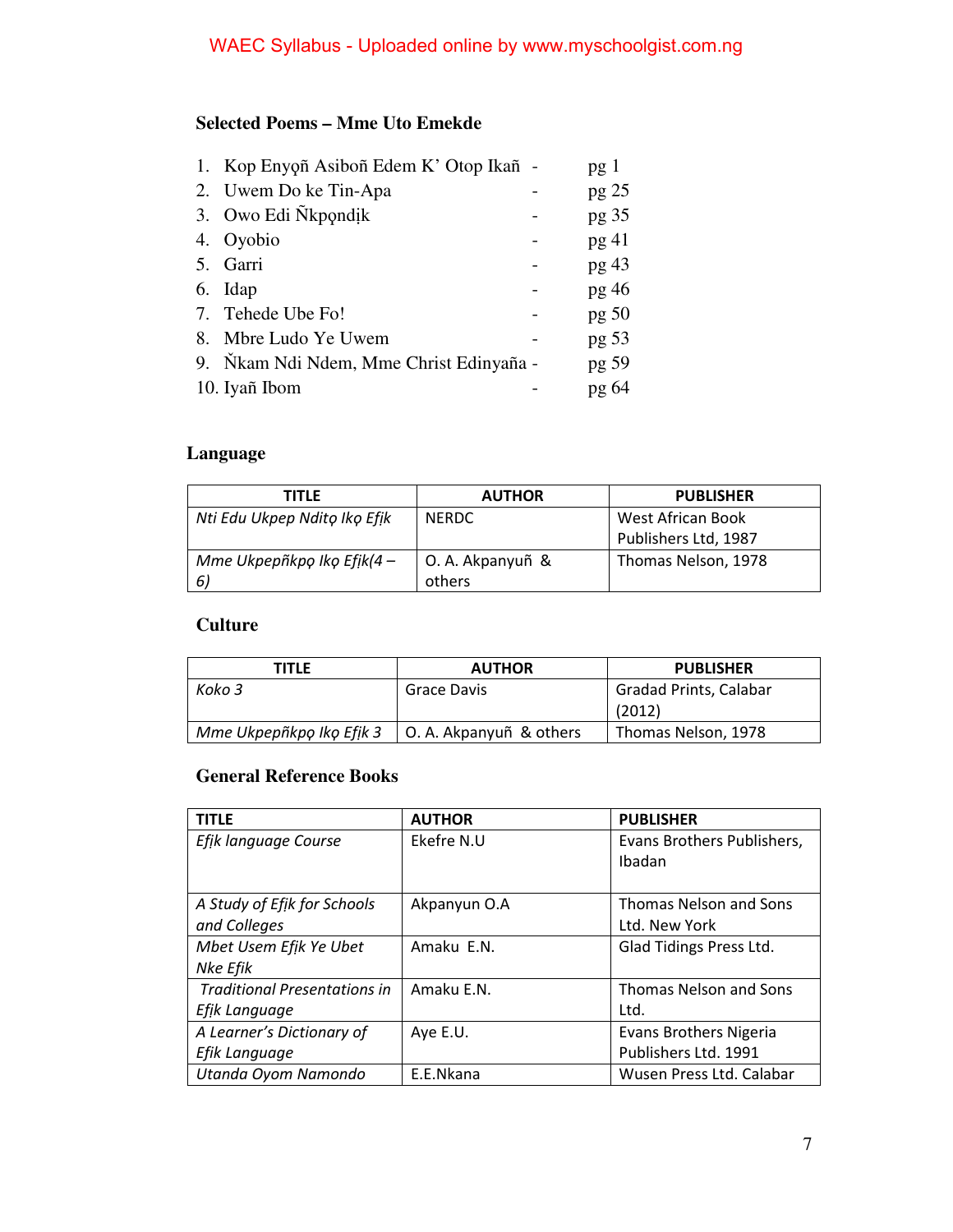### Selected Poems – Mme Uto Emekde

1. Kop Enyọñ Asiboñ Edem K' Otop Ikañ - pg 1
2. Uwem Do ke Tin-Apa - pg 25
3. Owo Edi Ñkpọndịk - pg 35
4. Oyobio - pg 41
5. Garri - pg 43
6. Idap - pg 46
7. Tehede Ube Fo! - pg 50
8. Mbre Ludo Ye Uwem - pg 53
9. Ñkam Ndi Ndem, Mme Christ Edinyaña - pg 59
10. Iyañ Ibom - pg 64

### Language

| TITLE | AUTHOR | PUBLISHER |
|---|---|---|
| *Nti Edu Ukpep Nditọ Ikọ Efik* | NERDC | West African Book Publishers Ltd, 1987 |
| *Mme Ukpepñkpọ Ikọ Efik(4 – 6)* | O. A. Akpanyuñ & others | Thomas Nelson, 1978 |

### Culture

| TITLE | AUTHOR | PUBLISHER |
|---|---|---|
| *Koko 3* | Grace Davis | Gradad Prints, Calabar (2012) |
| *Mme Ukpepñkpọ Ikọ Efik 3* | O. A. Akpanyuñ & others | Thomas Nelson, 1978 |

### General Reference Books

| TITLE | AUTHOR | PUBLISHER |
|---|---|---|
| *Efịk language Course* | Ekefre N.U | Evans Brothers Publishers, Ibadan |
| *A Study of Efịk for Schools and Colleges* | Akpanyun O.A | Thomas Nelson and Sons Ltd. New York |
| *Mbet Usem Efịk Ye Ubet Nke Efik* | Amaku E.N. | Glad Tidings Press Ltd. |
| *Traditional Presentations in Efịk Language* | Amaku E.N. | Thomas Nelson and Sons Ltd. |
| *A Learner's Dictionary of Efik Language* | Aye E.U. | Evans Brothers Nigeria Publishers Ltd. 1991 |
| *Utanda Oyom Namondo* | E.E.Nkana | Wusen Press Ltd. Calabar |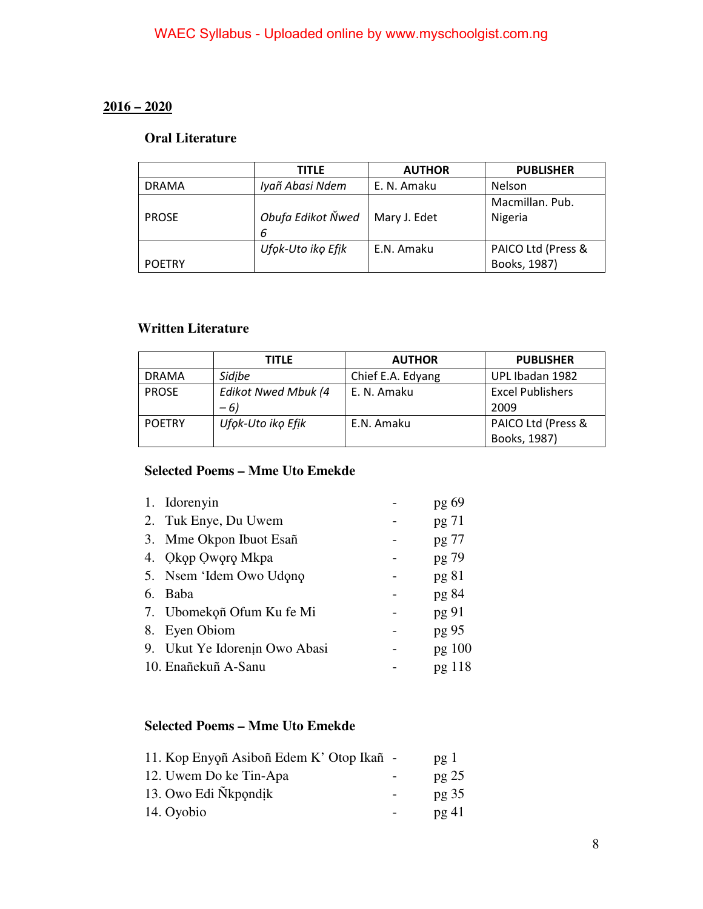## 2016 – 2020

### Oral Literature

| | TITLE | AUTHOR | PUBLISHER |
|---|---|---|---|
| DRAMA | *Iyañ Abasi Ndem* | E. N. Amaku | Nelson |
| PROSE | *Obufa Edikot Ňwed 6* | Mary J. Edet | Macmillan. Pub. Nigeria |
| POETRY | *Ufọk-Uto ikọ Efik* | E.N. Amaku | PAICO Ltd (Press & Books, 1987) |

### Written Literature

| | TITLE | AUTHOR | PUBLISHER |
|---|---|---|---|
| DRAMA | *Sidịbe* | Chief E.A. Edyang | UPL Ibadan 1982 |
| PROSE | *Edikot Nwed Mbuk (4 – 6)* | E. N. Amaku | Excel Publishers 2009 |
| POETRY | *Ufọk-Uto ikọ Efik* | E.N. Amaku | PAICO Ltd (Press & Books, 1987) |

### Selected Poems – Mme Uto Emekde

1. Idorenyin - pg 69
2. Tuk Enye, Du Uwem - pg 71
3. Mme Okpon Ibuot Esañ - pg 77
4. Ọkọp Ọwọrọ Mkpa - pg 79
5. Nsem 'Idem Owo Udọnọ - pg 81
6. Baba - pg 84
7. Ubomekọñ Ofum Ku fe Mi - pg 91
8. Eyen Obiom - pg 95
9. Ukut Ye Idorenịn Owo Abasi - pg 100
10. Enañekuñ A-Sanu - pg 118

### Selected Poems – Mme Uto Emekde

11. Kop Enyọñ Asiboñ Edem K' Otop Ikañ - pg 1
12. Uwem Do ke Tin-Apa - pg 25
13. Owo Edi Ñkpọndịk - pg 35
14. Oyobio - pg 41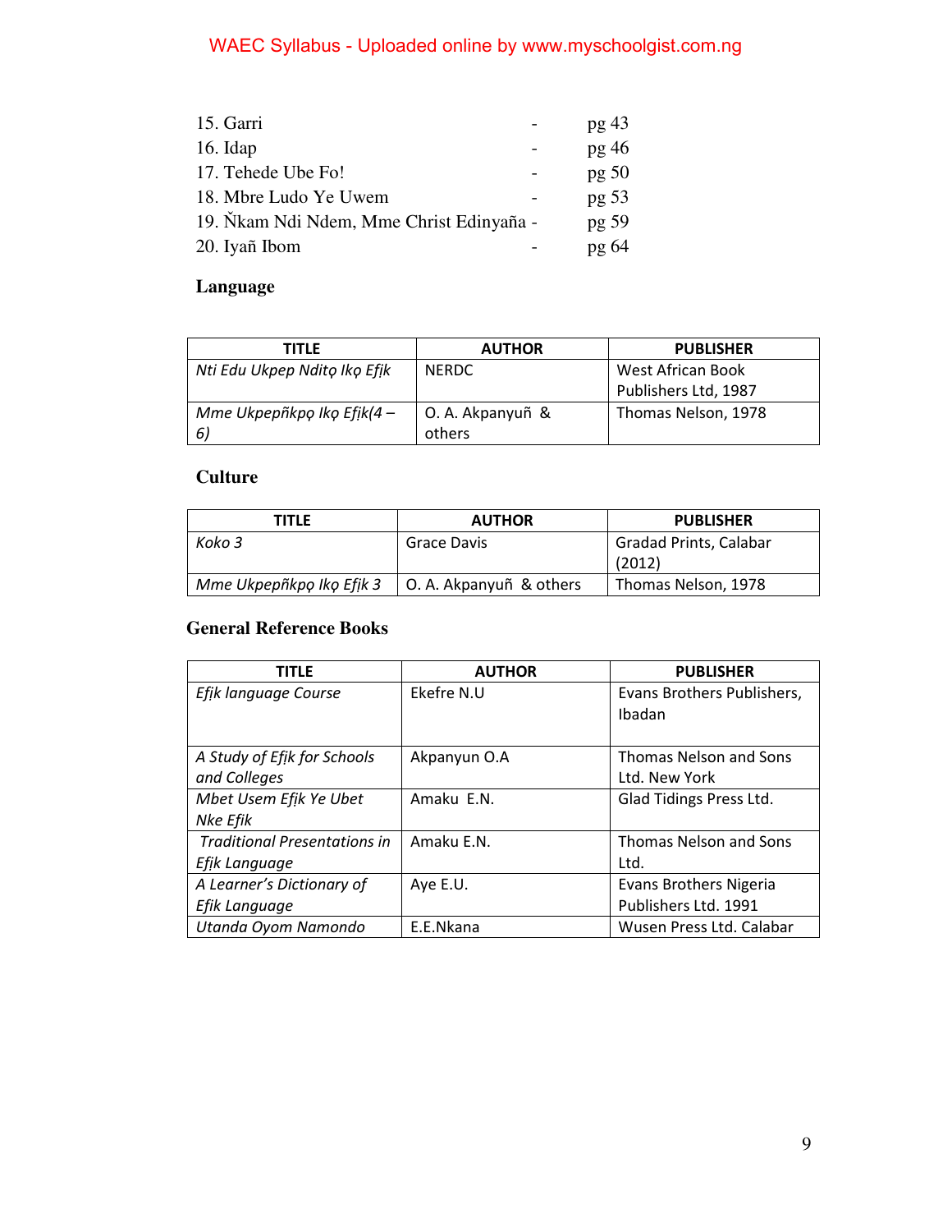15. Garri - pg 43
16. Idap - pg 46
17. Tehede Ube Fo! - pg 50
18. Mbre Ludo Ye Uwem - pg 53
19. Ňkam Ndi Ndem, Mme Christ Edinyaña - pg 59
20. Iyañ Ibom - pg 64

**Language**

| TITLE | AUTHOR | PUBLISHER |
| --- | --- | --- |
| *Nti Edu Ukpep Nditọ Ikọ Efik* | NERDC | West African Book Publishers Ltd, 1987 |
| *Mme Ukpepñkpọ Ikọ Efik(4 – 6)* | O. A. Akpanyuñ & others | Thomas Nelson, 1978 |

**Culture**

| TITLE | AUTHOR | PUBLISHER |
| --- | --- | --- |
| *Koko 3* | Grace Davis | Gradad Prints, Calabar (2012) |
| *Mme Ukpepñkpọ Ikọ Efik 3* | O. A. Akpanyuñ & others | Thomas Nelson, 1978 |

**General Reference Books**

| TITLE | AUTHOR | PUBLISHER |
| --- | --- | --- |
| *Efịk language Course* | Ekefre N.U | Evans Brothers Publishers, Ibadan |
| *A Study of Efịk for Schools and Colleges* | Akpanyun O.A | Thomas Nelson and Sons Ltd. New York |
| *Mbet Usem Efịk Ye Ubet Nke Efik* | Amaku E.N. | Glad Tidings Press Ltd. |
| *Traditional Presentations in Efịk Language* | Amaku E.N. | Thomas Nelson and Sons Ltd. |
| *A Learner's Dictionary of Efik Language* | Aye E.U. | Evans Brothers Nigeria Publishers Ltd. 1991 |
| *Utanda Oyom Namondo* | E.E.Nkana | Wusen Press Ltd. Calabar |